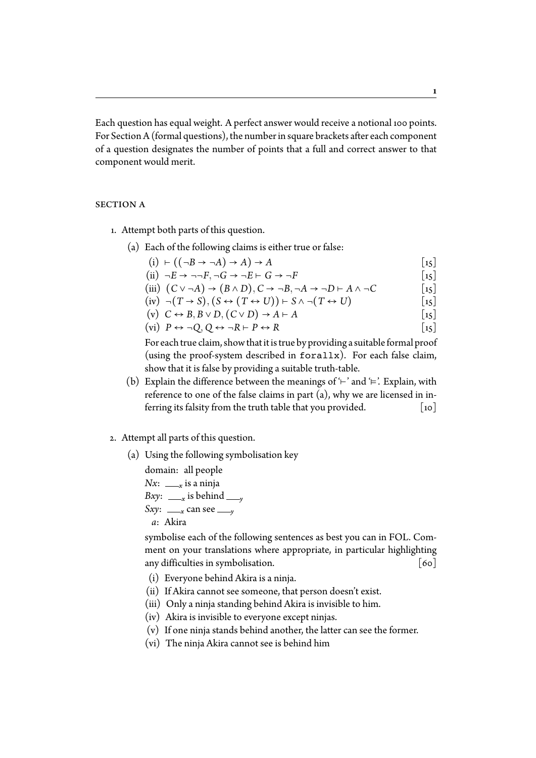Each question has equal weight. A perfect answer would receive a notional 100 points. For Section A (formal questions), the number in square brackets after each component of a question designates the number of points that a full and correct answer to that component would merit.

## SECTION A

1. Attempt both parts of this question.

   (a) Each of the following claims is either true or false:

   (i) $\vdash ((\neg B \to \neg A) \to A) \to A$ [15]

   (ii) $\neg E \to \neg\neg F, \neg G \to \neg E \vdash G \to \neg F$ [15]

   (iii) $(C \vee \neg A) \to (B \wedge D), C \to \neg B, \neg A \to \neg D \vdash A \wedge \neg C$ [15]

   (iv) $\neg(T \to S), (S \leftrightarrow (T \leftrightarrow U)) \vdash S \wedge \neg(T \leftrightarrow U)$ [15]

   (v) $C \leftrightarrow B, B \vee D, (C \vee D) \to A \vdash A$ [15]

   (vi) $P \leftrightarrow \neg Q, Q \leftrightarrow \neg R \vdash P \leftrightarrow R$ [15]

   For each true claim, show that it is true by providing a suitable formal proof (using the proof-system described in `forallx`). For each false claim, show that it is false by providing a suitable truth-table.

   (b) Explain the difference between the meanings of '$\vdash$' and '$\vDash$'. Explain, with reference to one of the false claims in part (a), why we are licensed in inferring its falsity from the truth table that you provided. [10]

2. Attempt all parts of this question.

   (a) Using the following symbolisation key

   domain: all people
   $Nx$: $\_\_\__x$ is a ninja
   $Bxy$: $\_\_\__x$ is behind $\_\_\__y$
   $Sxy$: $\_\_\__x$ can see $\_\_\__y$
   $a$: Akira

   symbolise each of the following sentences as best you can in FOL. Comment on your translations where appropriate, in particular highlighting any difficulties in symbolisation. [60]

   (i) Everyone behind Akira is a ninja.

   (ii) If Akira cannot see someone, that person doesn't exist.

   (iii) Only a ninja standing behind Akira is invisible to him.

   (iv) Akira is invisible to everyone except ninjas.

   (v) If one ninja stands behind another, the latter can see the former.

   (vi) The ninja Akira cannot see is behind him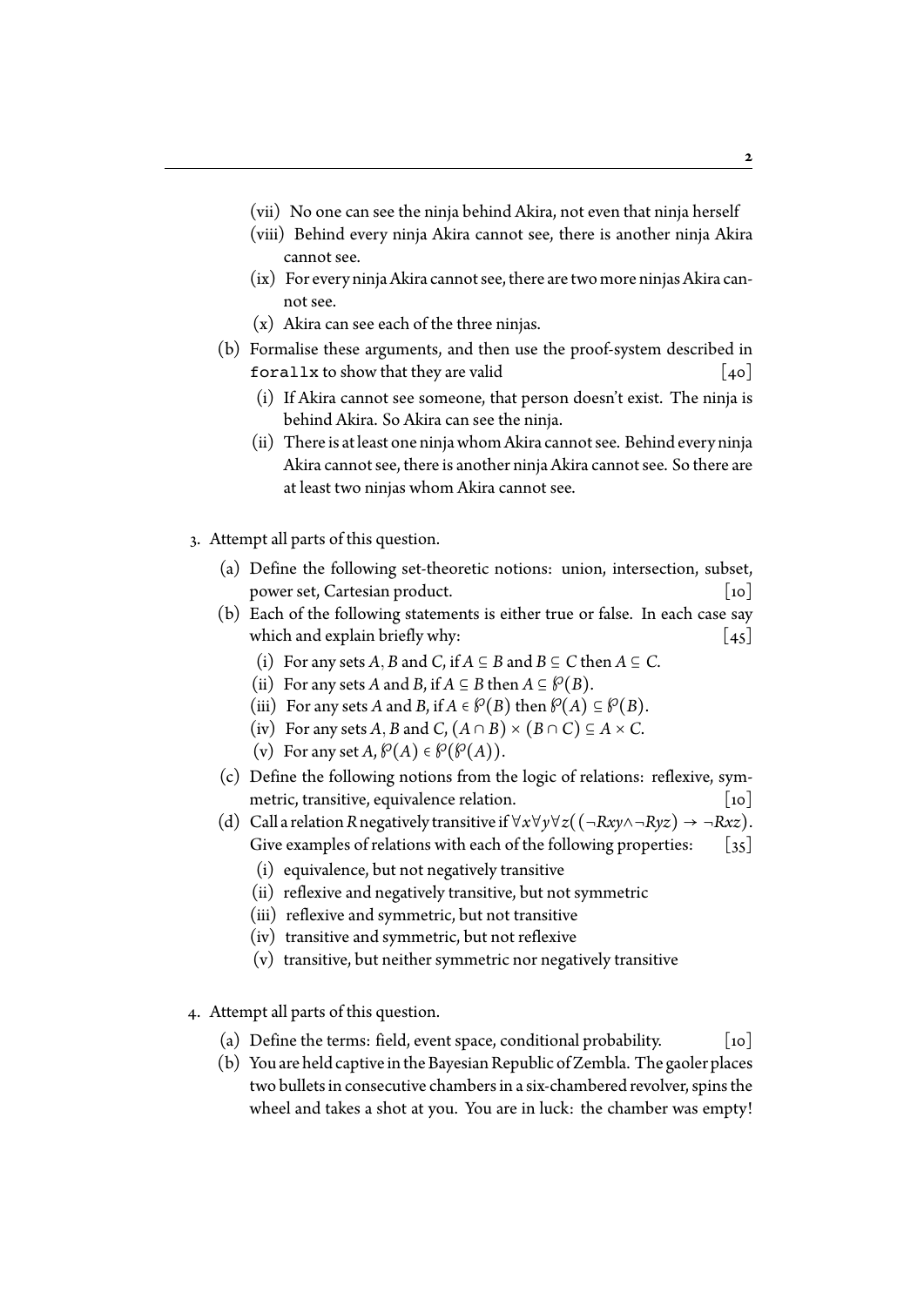(vii) No one can see the ninja behind Akira, not even that ninja herself

(viii) Behind every ninja Akira cannot see, there is another ninja Akira cannot see.

(ix) For every ninja Akira cannot see, there are two more ninjas Akira cannot see.

(x) Akira can see each of the three ninjas.

(b) Formalise these arguments, and then use the proof-system described in `forallx` to show that they are valid [40]

(i) If Akira cannot see someone, that person doesn't exist. The ninja is behind Akira. So Akira can see the ninja.

(ii) There is at least one ninja whom Akira cannot see. Behind every ninja Akira cannot see, there is another ninja Akira cannot see. So there are at least two ninjas whom Akira cannot see.

3. Attempt all parts of this question.

(a) Define the following set-theoretic notions: union, intersection, subset, power set, Cartesian product. [10]

(b) Each of the following statements is either true or false. In each case say which and explain briefly why: [45]

(i) For any sets $A$, $B$ and $C$, if $A \subseteq B$ and $B \subseteq C$ then $A \subseteq C$.

(ii) For any sets $A$ and $B$, if $A \subseteq B$ then $A \subseteq \wp(B)$.

(iii) For any sets $A$ and $B$, if $A \in \wp(B)$ then $\wp(A) \subseteq \wp(B)$.

(iv) For any sets $A$, $B$ and $C$, $(A \cap B) \times (B \cap C) \subseteq A \times C$.

(v) For any set $A$, $\wp(A) \in \wp(\wp(A))$.

(c) Define the following notions from the logic of relations: reflexive, symmetric, transitive, equivalence relation. [10]

(d) Call a relation $R$ negatively transitive if $\forall x \forall y \forall z((\neg Rxy \wedge \neg Ryz) \rightarrow \neg Rxz)$. Give examples of relations with each of the following properties: [35]

(i) equivalence, but not negatively transitive

(ii) reflexive and negatively transitive, but not symmetric

(iii) reflexive and symmetric, but not transitive

(iv) transitive and symmetric, but not reflexive

(v) transitive, but neither symmetric nor negatively transitive

4. Attempt all parts of this question.

(a) Define the terms: field, event space, conditional probability. [10]

(b) You are held captive in the Bayesian Republic of Zembla. The gaoler places two bullets in consecutive chambers in a six-chambered revolver, spins the wheel and takes a shot at you. You are in luck: the chamber was empty!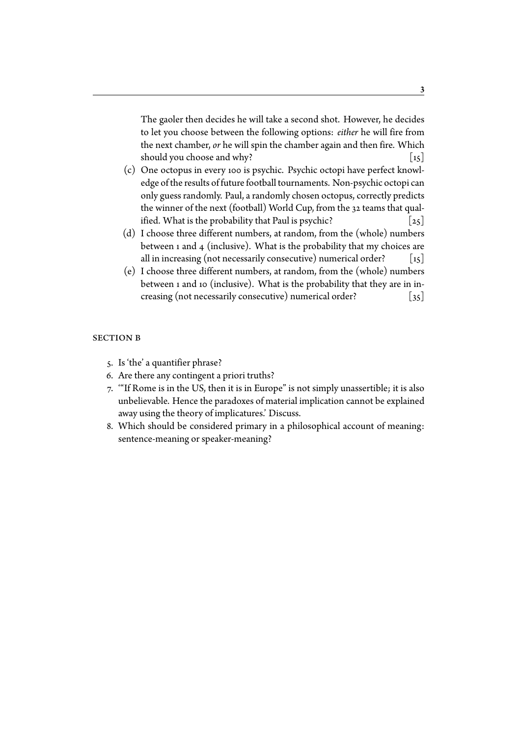The gaoler then decides he will take a second shot. However, he decides to let you choose between the following options: *either* he will fire from the next chamber, *or* he will spin the chamber again and then fire. Which should you choose and why? [15]

(c) One octopus in every 100 is psychic. Psychic octopi have perfect knowledge of the results of future football tournaments. Non-psychic octopi can only guess randomly. Paul, a randomly chosen octopus, correctly predicts the winner of the next (football) World Cup, from the 32 teams that qualified. What is the probability that Paul is psychic? [25]

(d) I choose three different numbers, at random, from the (whole) numbers between 1 and 4 (inclusive). What is the probability that my choices are all in increasing (not necessarily consecutive) numerical order? [15]

(e) I choose three different numbers, at random, from the (whole) numbers between 1 and 10 (inclusive). What is the probability that they are in increasing (not necessarily consecutive) numerical order? [35]

## SECTION B

5. Is 'the' a quantifier phrase?
6. Are there any contingent a priori truths?
7. '"If Rome is in the US, then it is in Europe" is not simply unassertible; it is also unbelievable. Hence the paradoxes of material implication cannot be explained away using the theory of implicatures.' Discuss.
8. Which should be considered primary in a philosophical account of meaning: sentence-meaning or speaker-meaning?